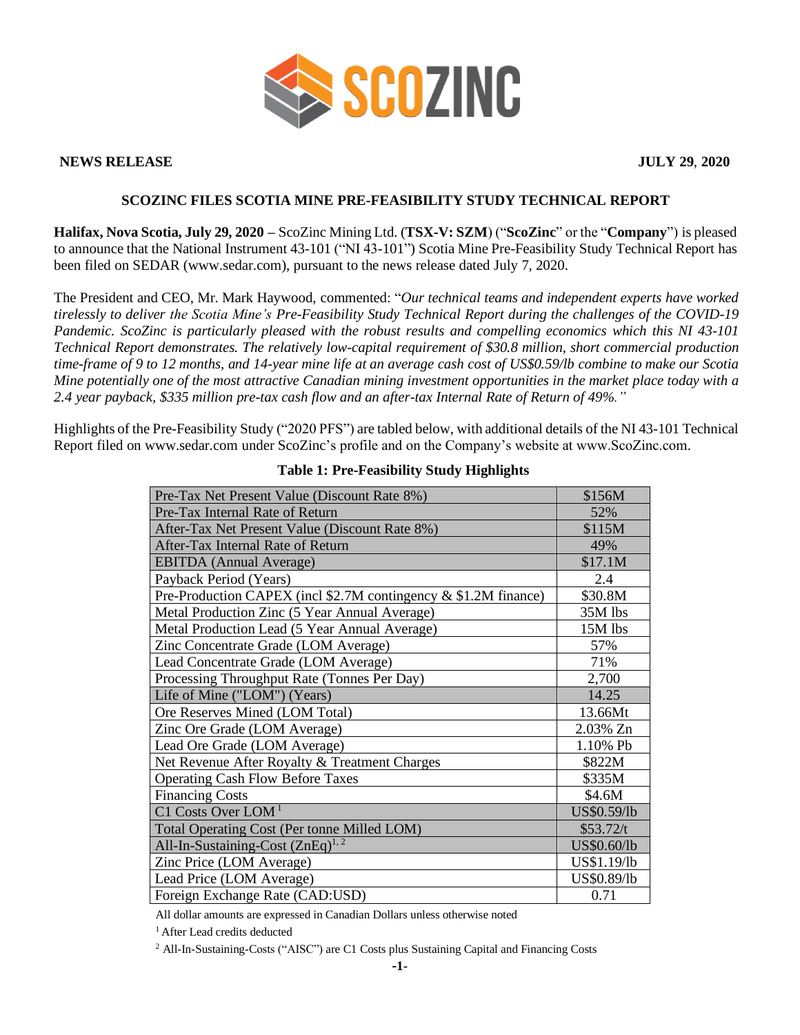**NEWS RELEASE** **JULY 29, 2020**

# SCOZINC FILES SCOTIA MINE PRE-FEASIBILITY STUDY TECHNICAL REPORT

**Halifax, Nova Scotia, July 29, 2020 –** ScoZinc Mining Ltd. (**TSX-V: SZM**) ("**ScoZinc**" or the "**Company**") is pleased to announce that the National Instrument 43-101 ("NI 43-101") Scotia Mine Pre-Feasibility Study Technical Report has been filed on SEDAR (www.sedar.com), pursuant to the news release dated July 7, 2020.

The President and CEO, Mr. Mark Haywood, commented: "*Our technical teams and independent experts have worked tirelessly to deliver the Scotia Mine's Pre-Feasibility Study Technical Report during the challenges of the COVID-19 Pandemic. ScoZinc is particularly pleased with the robust results and compelling economics which this NI 43-101 Technical Report demonstrates. The relatively low-capital requirement of $30.8 million, short commercial production time-frame of 9 to 12 months, and 14-year mine life at an average cash cost of US$0.59/lb combine to make our Scotia Mine potentially one of the most attractive Canadian mining investment opportunities in the market place today with a 2.4 year payback, $335 million pre-tax cash flow and an after-tax Internal Rate of Return of 49%.*"

Highlights of the Pre-Feasibility Study ("2020 PFS") are tabled below, with additional details of the NI 43-101 Technical Report filed on www.sedar.com under ScoZinc's profile and on the Company's website at www.ScoZinc.com.

**Table 1: Pre-Feasibility Study Highlights**

| | |
|---|---|
| Pre-Tax Net Present Value (Discount Rate 8%) | $156M |
| Pre-Tax Internal Rate of Return | 52% |
| After-Tax Net Present Value (Discount Rate 8%) | $115M |
| After-Tax Internal Rate of Return | 49% |
| EBITDA (Annual Average) | $17.1M |
| Payback Period (Years) | 2.4 |
| Pre-Production CAPEX (incl $2.7M contingency & $1.2M finance) | $30.8M |
| Metal Production Zinc (5 Year Annual Average) | 35M lbs |
| Metal Production Lead (5 Year Annual Average) | 15M lbs |
| Zinc Concentrate Grade (LOM Average) | 57% |
| Lead Concentrate Grade (LOM Average) | 71% |
| Processing Throughput Rate (Tonnes Per Day) | 2,700 |
| Life of Mine ("LOM") (Years) | 14.25 |
| Ore Reserves Mined (LOM Total) | 13.66Mt |
| Zinc Ore Grade (LOM Average) | 2.03% Zn |
| Lead Ore Grade (LOM Average) | 1.10% Pb |
| Net Revenue After Royalty & Treatment Charges | $822M |
| Operating Cash Flow Before Taxes | $335M |
| Financing Costs | $4.6M |
| C1 Costs Over LOM [1] | US$0.59/lb |
| Total Operating Cost (Per tonne Milled LOM) | $53.72/t |
| All-In-Sustaining-Cost (ZnEq)[1, 2] | US$0.60/lb |
| Zinc Price (LOM Average) | US$1.19/lb |
| Lead Price (LOM Average) | US$0.89/lb |
| Foreign Exchange Rate (CAD:USD) | 0.71 |

All dollar amounts are expressed in Canadian Dollars unless otherwise noted

[1] After Lead credits deducted

[2] All-In-Sustaining-Costs ("AISC") are C1 Costs plus Sustaining Capital and Financing Costs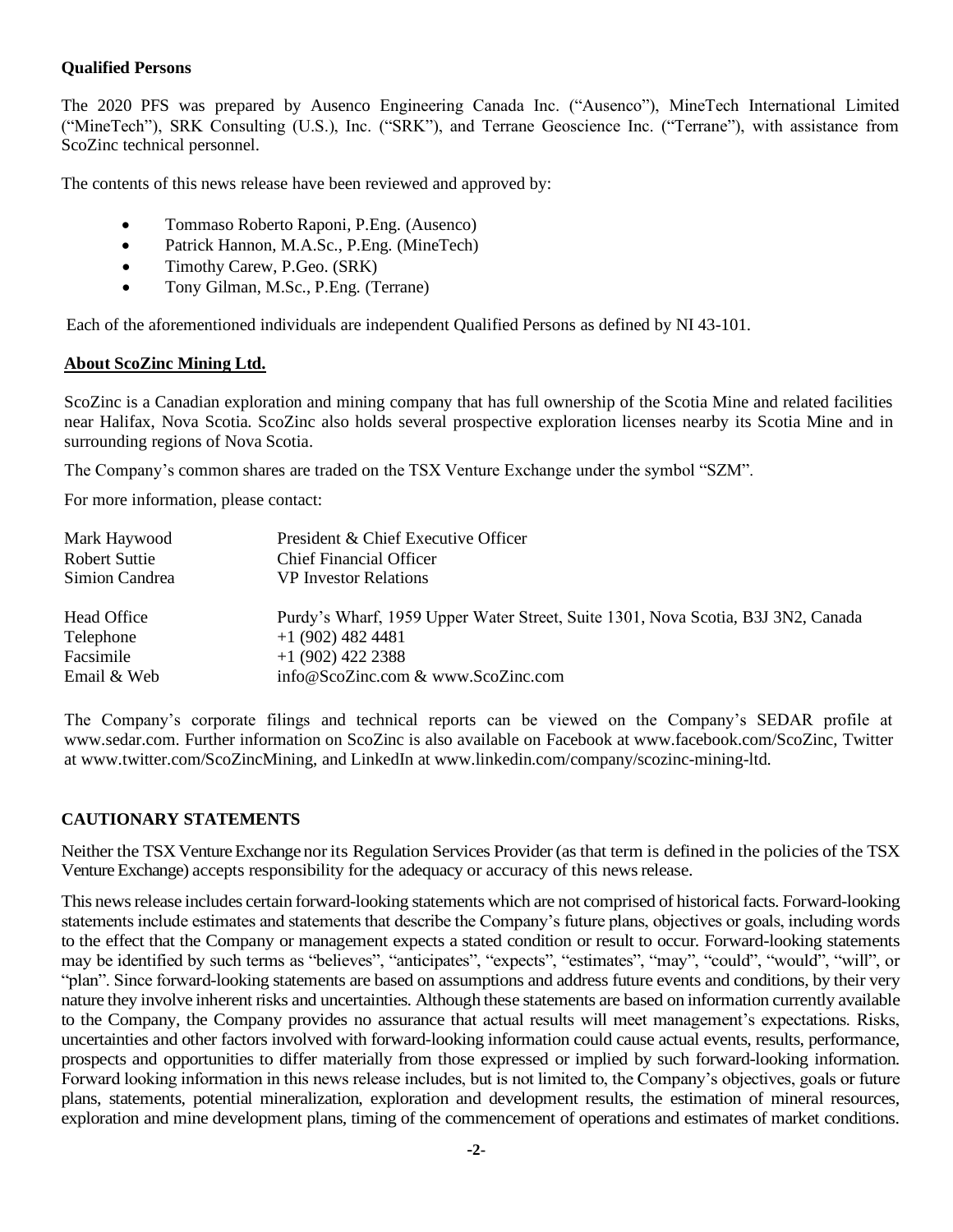**Qualified Persons**

The 2020 PFS was prepared by Ausenco Engineering Canada Inc. ("Ausenco"), MineTech International Limited ("MineTech"), SRK Consulting (U.S.), Inc. ("SRK"), and Terrane Geoscience Inc. ("Terrane"), with assistance from ScoZinc technical personnel.

The contents of this news release have been reviewed and approved by:

- Tommaso Roberto Raponi, P.Eng. (Ausenco)
- Patrick Hannon, M.A.Sc., P.Eng. (MineTech)
- Timothy Carew, P.Geo. (SRK)
- Tony Gilman, M.Sc., P.Eng. (Terrane)

Each of the aforementioned individuals are independent Qualified Persons as defined by NI 43-101.

**About ScoZinc Mining Ltd.**

ScoZinc is a Canadian exploration and mining company that has full ownership of the Scotia Mine and related facilities near Halifax, Nova Scotia. ScoZinc also holds several prospective exploration licenses nearby its Scotia Mine and in surrounding regions of Nova Scotia.

The Company's common shares are traded on the TSX Venture Exchange under the symbol "SZM".

For more information, please contact:

| | |
|---|---|
| Mark Haywood | President & Chief Executive Officer |
| Robert Suttie | Chief Financial Officer |
| Simion Candrea | VP Investor Relations |
| Head Office | Purdy's Wharf, 1959 Upper Water Street, Suite 1301, Nova Scotia, B3J 3N2, Canada |
| Telephone | +1 (902) 482 4481 |
| Facsimile | +1 (902) 422 2388 |
| Email & Web | info@ScoZinc.com & www.ScoZinc.com |

The Company's corporate filings and technical reports can be viewed on the Company's SEDAR profile at www.sedar.com. Further information on ScoZinc is also available on Facebook at www.facebook.com/ScoZinc, Twitter at www.twitter.com/ScoZincMining, and LinkedIn at www.linkedin.com/company/scozinc-mining-ltd.

**CAUTIONARY STATEMENTS**

Neither the TSX Venture Exchange nor its Regulation Services Provider (as that term is defined in the policies of the TSX Venture Exchange) accepts responsibility for the adequacy or accuracy of this news release.

This news release includes certain forward-looking statements which are not comprised of historical facts. Forward-looking statements include estimates and statements that describe the Company's future plans, objectives or goals, including words to the effect that the Company or management expects a stated condition or result to occur. Forward-looking statements may be identified by such terms as "believes", "anticipates", "expects", "estimates", "may", "could", "would", "will", or "plan". Since forward-looking statements are based on assumptions and address future events and conditions, by their very nature they involve inherent risks and uncertainties. Although these statements are based on information currently available to the Company, the Company provides no assurance that actual results will meet management's expectations. Risks, uncertainties and other factors involved with forward-looking information could cause actual events, results, performance, prospects and opportunities to differ materially from those expressed or implied by such forward-looking information. Forward looking information in this news release includes, but is not limited to, the Company's objectives, goals or future plans, statements, potential mineralization, exploration and development results, the estimation of mineral resources, exploration and mine development plans, timing of the commencement of operations and estimates of market conditions.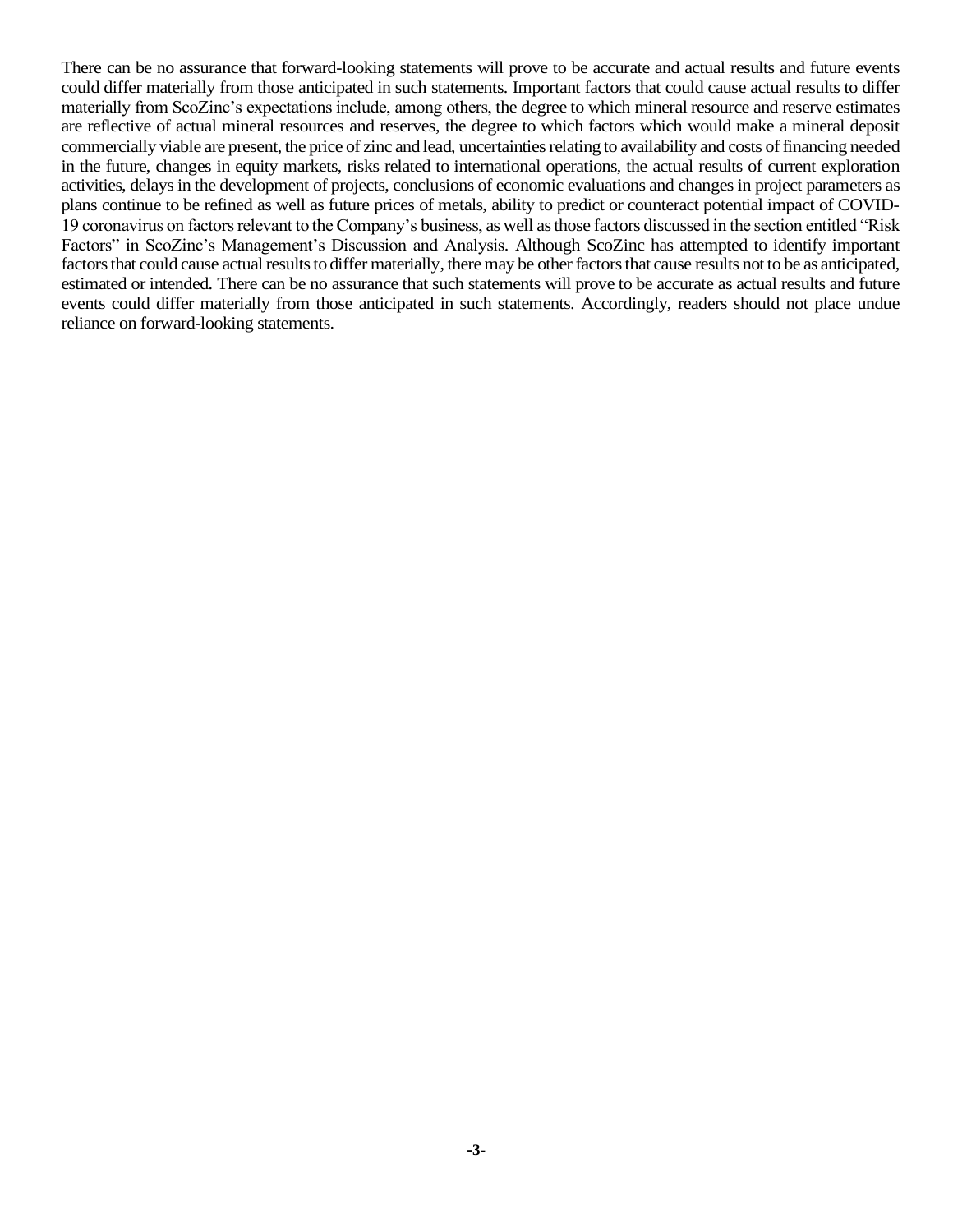There can be no assurance that forward-looking statements will prove to be accurate and actual results and future events could differ materially from those anticipated in such statements. Important factors that could cause actual results to differ materially from ScoZinc's expectations include, among others, the degree to which mineral resource and reserve estimates are reflective of actual mineral resources and reserves, the degree to which factors which would make a mineral deposit commercially viable are present, the price of zinc and lead, uncertainties relating to availability and costs of financing needed in the future, changes in equity markets, risks related to international operations, the actual results of current exploration activities, delays in the development of projects, conclusions of economic evaluations and changes in project parameters as plans continue to be refined as well as future prices of metals, ability to predict or counteract potential impact of COVID-19 coronavirus on factors relevant to the Company's business, as well as those factors discussed in the section entitled "Risk Factors" in ScoZinc's Management's Discussion and Analysis. Although ScoZinc has attempted to identify important factors that could cause actual results to differ materially, there may be other factors that cause results not to be as anticipated, estimated or intended. There can be no assurance that such statements will prove to be accurate as actual results and future events could differ materially from those anticipated in such statements. Accordingly, readers should not place undue reliance on forward-looking statements.